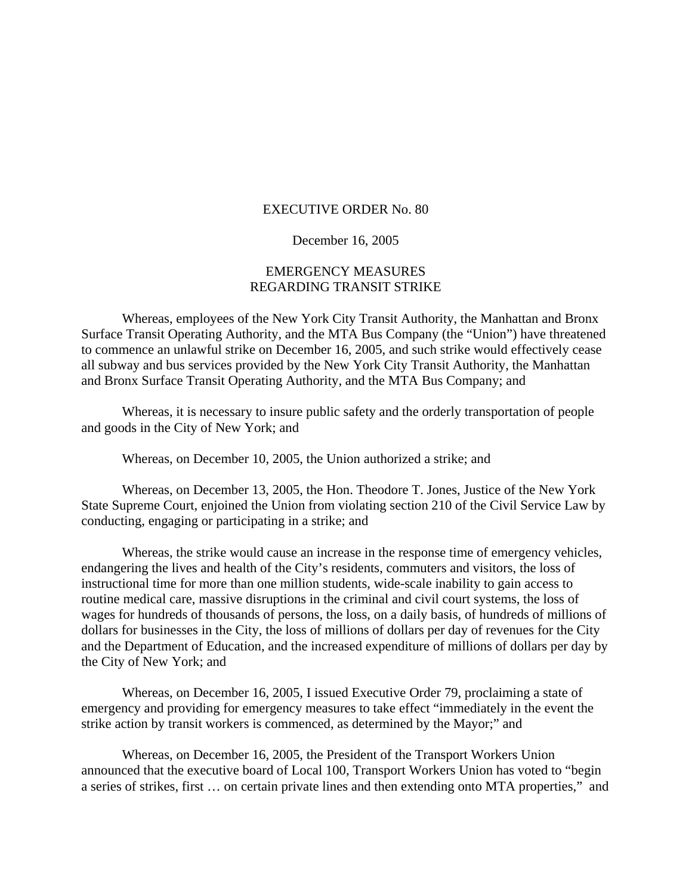# EXECUTIVE ORDER No. 80

December 16, 2005

## EMERGENCY MEASURES REGARDING TRANSIT STRIKE

Whereas, employees of the New York City Transit Authority, the Manhattan and Bronx Surface Transit Operating Authority, and the MTA Bus Company (the "Union") have threatened to commence an unlawful strike on December 16, 2005, and such strike would effectively cease all subway and bus services provided by the New York City Transit Authority, the Manhattan and Bronx Surface Transit Operating Authority, and the MTA Bus Company; and

Whereas, it is necessary to insure public safety and the orderly transportation of people and goods in the City of New York; and

Whereas, on December 10, 2005, the Union authorized a strike; and

Whereas, on December 13, 2005, the Hon. Theodore T. Jones, Justice of the New York State Supreme Court, enjoined the Union from violating section 210 of the Civil Service Law by conducting, engaging or participating in a strike; and

Whereas, the strike would cause an increase in the response time of emergency vehicles, endangering the lives and health of the City's residents, commuters and visitors, the loss of instructional time for more than one million students, wide-scale inability to gain access to routine medical care, massive disruptions in the criminal and civil court systems, the loss of wages for hundreds of thousands of persons, the loss, on a daily basis, of hundreds of millions of dollars for businesses in the City, the loss of millions of dollars per day of revenues for the City and the Department of Education, and the increased expenditure of millions of dollars per day by the City of New York; and

Whereas, on December 16, 2005, I issued Executive Order 79, proclaiming a state of emergency and providing for emergency measures to take effect "immediately in the event the strike action by transit workers is commenced, as determined by the Mayor;" and

Whereas, on December 16, 2005, the President of the Transport Workers Union announced that the executive board of Local 100, Transport Workers Union has voted to "begin a series of strikes, first … on certain private lines and then extending onto MTA properties," and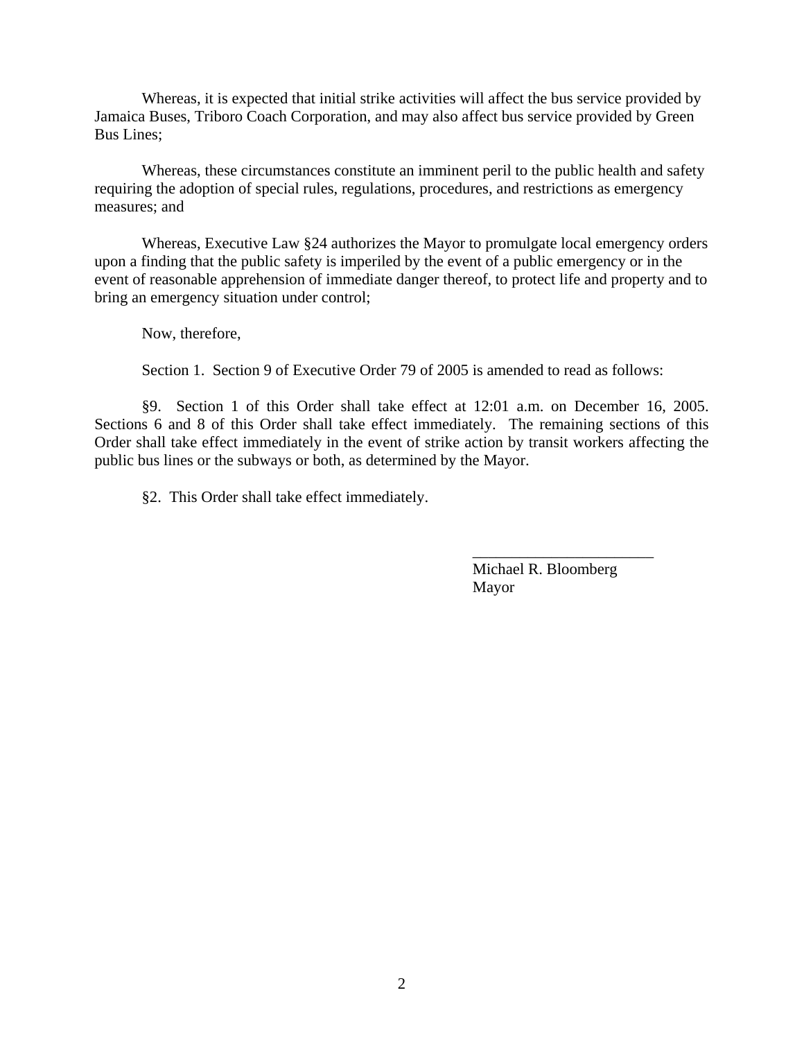Whereas, it is expected that initial strike activities will affect the bus service provided by Jamaica Buses, Triboro Coach Corporation, and may also affect bus service provided by Green Bus Lines;

Whereas, these circumstances constitute an imminent peril to the public health and safety requiring the adoption of special rules, regulations, procedures, and restrictions as emergency measures; and

Whereas, Executive Law §24 authorizes the Mayor to promulgate local emergency orders upon a finding that the public safety is imperiled by the event of a public emergency or in the event of reasonable apprehension of immediate danger thereof, to protect life and property and to bring an emergency situation under control;

Now, therefore,

Section 1. Section 9 of Executive Order 79 of 2005 is amended to read as follows:

§9. Section 1 of this Order shall take effect at 12:01 a.m. on December 16, 2005. Sections 6 and 8 of this Order shall take effect immediately. The remaining sections of this Order shall take effect immediately in the event of strike action by transit workers affecting the public bus lines or the subways or both, as determined by the Mayor.

§2. This Order shall take effect immediately.

_______________________
Michael R. Bloomberg
Mayor